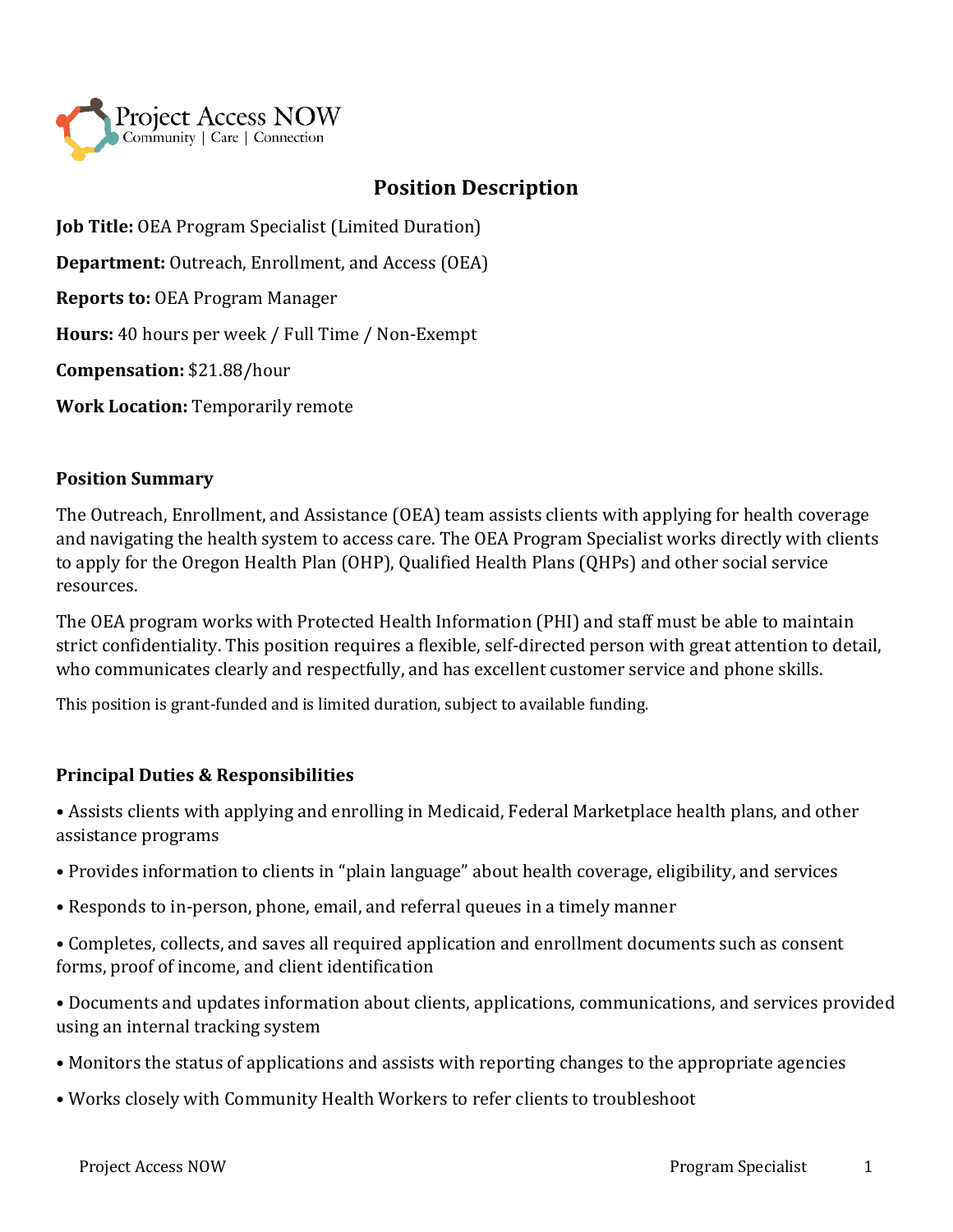Project Access NOW
Community | Care | Connection

# Position Description

**Job Title:** OEA Program Specialist (Limited Duration)

**Department:** Outreach, Enrollment, and Access (OEA)

**Reports to:** OEA Program Manager

**Hours:** 40 hours per week / Full Time / Non-Exempt

**Compensation:** $21.88/hour

**Work Location:** Temporarily remote

### Position Summary

The Outreach, Enrollment, and Assistance (OEA) team assists clients with applying for health coverage and navigating the health system to access care. The OEA Program Specialist works directly with clients to apply for the Oregon Health Plan (OHP), Qualified Health Plans (QHPs) and other social service resources.

The OEA program works with Protected Health Information (PHI) and staff must be able to maintain strict confidentiality. This position requires a flexible, self-directed person with great attention to detail, who communicates clearly and respectfully, and has excellent customer service and phone skills.

This position is grant-funded and is limited duration, subject to available funding.

### Principal Duties & Responsibilities

- Assists clients with applying and enrolling in Medicaid, Federal Marketplace health plans, and other assistance programs
- Provides information to clients in "plain language" about health coverage, eligibility, and services
- Responds to in-person, phone, email, and referral queues in a timely manner
- Completes, collects, and saves all required application and enrollment documents such as consent forms, proof of income, and client identification
- Documents and updates information about clients, applications, communications, and services provided using an internal tracking system
- Monitors the status of applications and assists with reporting changes to the appropriate agencies
- Works closely with Community Health Workers to refer clients to troubleshoot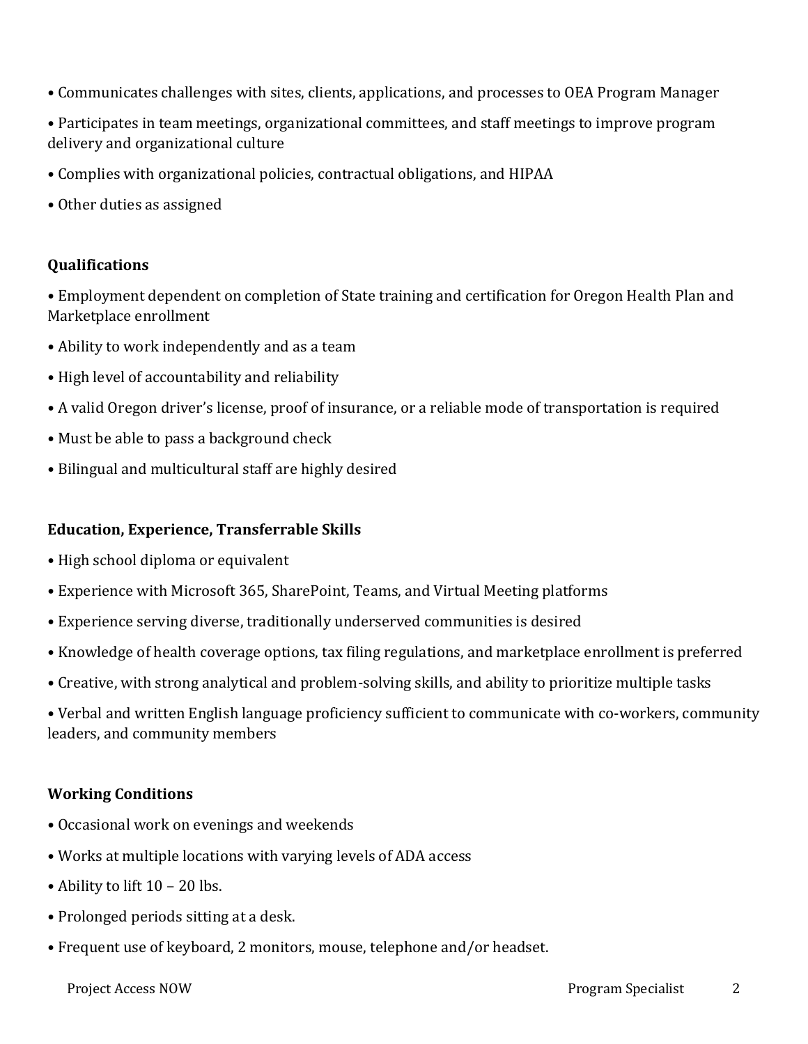- Communicates challenges with sites, clients, applications, and processes to OEA Program Manager
- Participates in team meetings, organizational committees, and staff meetings to improve program delivery and organizational culture
- Complies with organizational policies, contractual obligations, and HIPAA
- Other duties as assigned

## Qualifications

- Employment dependent on completion of State training and certification for Oregon Health Plan and Marketplace enrollment
- Ability to work independently and as a team
- High level of accountability and reliability
- A valid Oregon driver's license, proof of insurance, or a reliable mode of transportation is required
- Must be able to pass a background check
- Bilingual and multicultural staff are highly desired

## Education, Experience, Transferrable Skills

- High school diploma or equivalent
- Experience with Microsoft 365, SharePoint, Teams, and Virtual Meeting platforms
- Experience serving diverse, traditionally underserved communities is desired
- Knowledge of health coverage options, tax filing regulations, and marketplace enrollment is preferred
- Creative, with strong analytical and problem-solving skills, and ability to prioritize multiple tasks
- Verbal and written English language proficiency sufficient to communicate with co-workers, community leaders, and community members

## Working Conditions

- Occasional work on evenings and weekends
- Works at multiple locations with varying levels of ADA access
- Ability to lift 10 – 20 lbs.
- Prolonged periods sitting at a desk.
- Frequent use of keyboard, 2 monitors, mouse, telephone and/or headset.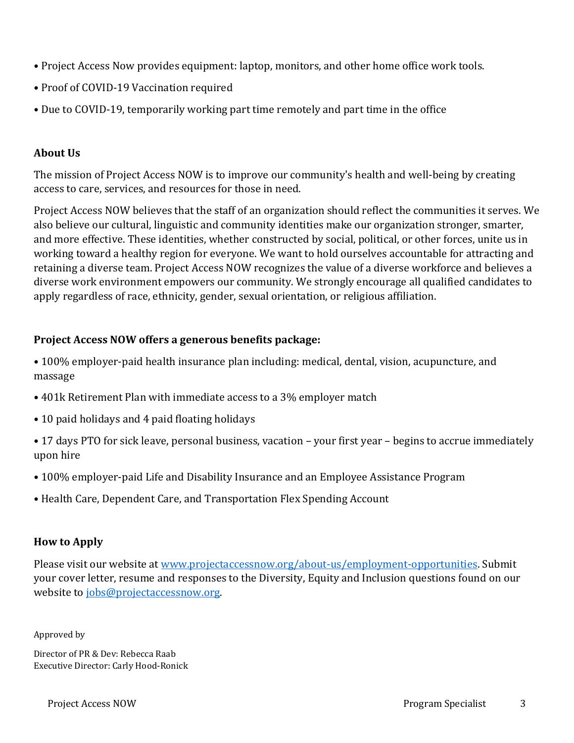- Project Access Now provides equipment: laptop, monitors, and other home office work tools.
- Proof of COVID-19 Vaccination required
- Due to COVID-19, temporarily working part time remotely and part time in the office

**About Us**

The mission of Project Access NOW is to improve our community's health and well-being by creating access to care, services, and resources for those in need.

Project Access NOW believes that the staff of an organization should reflect the communities it serves. We also believe our cultural, linguistic and community identities make our organization stronger, smarter, and more effective. These identities, whether constructed by social, political, or other forces, unite us in working toward a healthy region for everyone. We want to hold ourselves accountable for attracting and retaining a diverse team. Project Access NOW recognizes the value of a diverse workforce and believes a diverse work environment empowers our community. We strongly encourage all qualified candidates to apply regardless of race, ethnicity, gender, sexual orientation, or religious affiliation.

**Project Access NOW offers a generous benefits package:**

- 100% employer-paid health insurance plan including: medical, dental, vision, acupuncture, and massage
- 401k Retirement Plan with immediate access to a 3% employer match
- 10 paid holidays and 4 paid floating holidays
- 17 days PTO for sick leave, personal business, vacation – your first year – begins to accrue immediately upon hire
- 100% employer-paid Life and Disability Insurance and an Employee Assistance Program
- Health Care, Dependent Care, and Transportation Flex Spending Account

**How to Apply**

Please visit our website at www.projectaccessnow.org/about-us/employment-opportunities. Submit your cover letter, resume and responses to the Diversity, Equity and Inclusion questions found on our website to jobs@projectaccessnow.org.

Approved by

Director of PR & Dev: Rebecca Raab
Executive Director: Carly Hood-Ronick